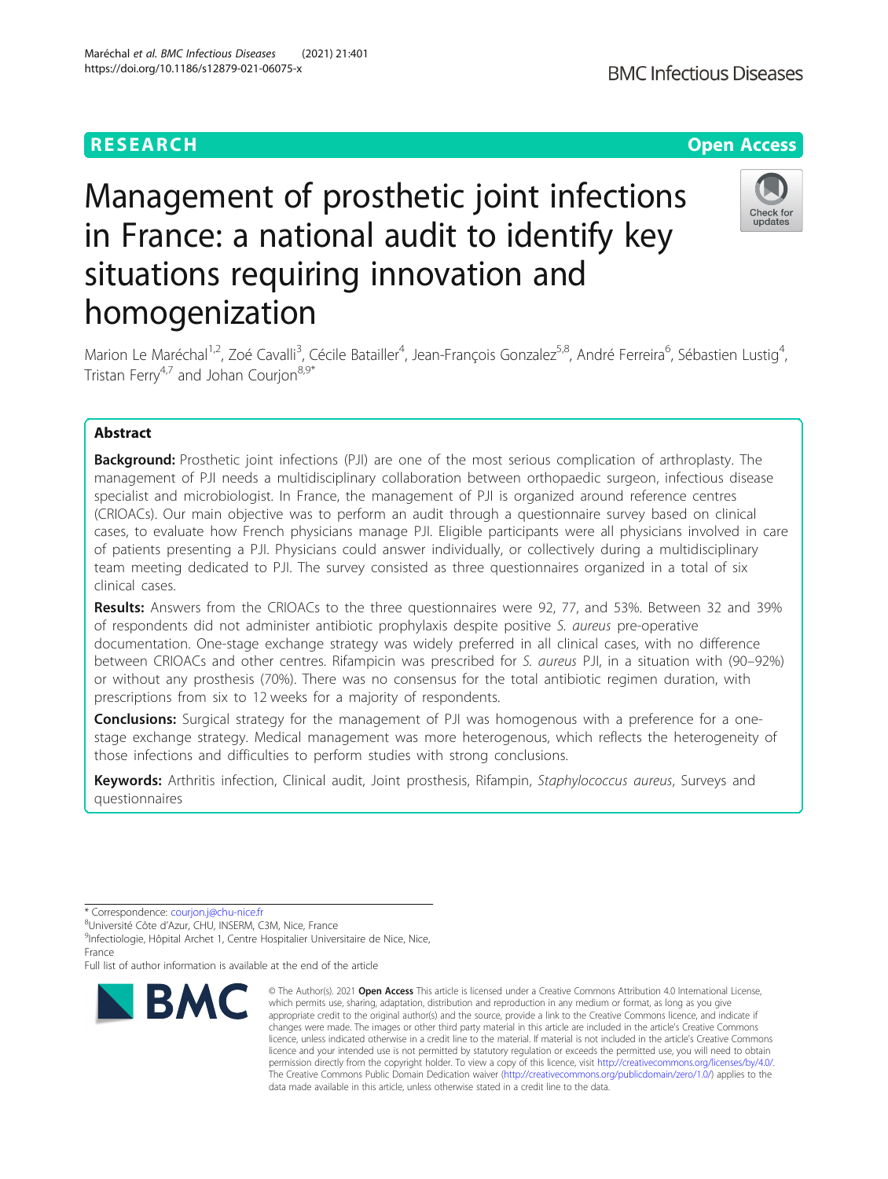RESEARCH

Open Access

# Management of prosthetic joint infections in France: a national audit to identify key situations requiring innovation and homogenization

Marion Le Maréchal[1,2], Zoé Cavalli[3], Cécile Batailler[4], Jean-François Gonzalez[5,8], André Ferreira[6], Sébastien Lustig[4], Tristan Ferry[4,7] and Johan Courjon[8,9*]

## Abstract

**Background:** Prosthetic joint infections (PJI) are one of the most serious complication of arthroplasty. The management of PJI needs a multidisciplinary collaboration between orthopaedic surgeon, infectious disease specialist and microbiologist. In France, the management of PJI is organized around reference centres (CRIOACs). Our main objective was to perform an audit through a questionnaire survey based on clinical cases, to evaluate how French physicians manage PJI. Eligible participants were all physicians involved in care of patients presenting a PJI. Physicians could answer individually, or collectively during a multidisciplinary team meeting dedicated to PJI. The survey consisted as three questionnaires organized in a total of six clinical cases.

**Results:** Answers from the CRIOACs to the three questionnaires were 92, 77, and 53%. Between 32 and 39% of respondents did not administer antibiotic prophylaxis despite positive *S. aureus* pre-operative documentation. One-stage exchange strategy was widely preferred in all clinical cases, with no difference between CRIOACs and other centres. Rifampicin was prescribed for *S. aureus* PJI, in a situation with (90–92%) or without any prosthesis (70%). There was no consensus for the total antibiotic regimen duration, with prescriptions from six to 12 weeks for a majority of respondents.

**Conclusions:** Surgical strategy for the management of PJI was homogenous with a preference for a one-stage exchange strategy. Medical management was more heterogenous, which reflects the heterogeneity of those infections and difficulties to perform studies with strong conclusions.

**Keywords:** Arthritis infection, Clinical audit, Joint prosthesis, Rifampin, *Staphylococcus aureus*, Surveys and questionnaires

\* Correspondence: courjon.j@chu-nice.fr
[8]Université Côte d'Azur, CHU, INSERM, C3M, Nice, France
[9]Infectiologie, Hôpital Archet 1, Centre Hospitalier Universitaire de Nice, Nice, France
Full list of author information is available at the end of the article

© The Author(s). 2021 **Open Access** This article is licensed under a Creative Commons Attribution 4.0 International License, which permits use, sharing, adaptation, distribution and reproduction in any medium or format, as long as you give appropriate credit to the original author(s) and the source, provide a link to the Creative Commons licence, and indicate if changes were made. The images or other third party material in this article are included in the article's Creative Commons licence, unless indicated otherwise in a credit line to the material. If material is not included in the article's Creative Commons licence and your intended use is not permitted by statutory regulation or exceeds the permitted use, you will need to obtain permission directly from the copyright holder. To view a copy of this licence, visit http://creativecommons.org/licenses/by/4.0/. The Creative Commons Public Domain Dedication waiver (http://creativecommons.org/publicdomain/zero/1.0/) applies to the data made available in this article, unless otherwise stated in a credit line to the data.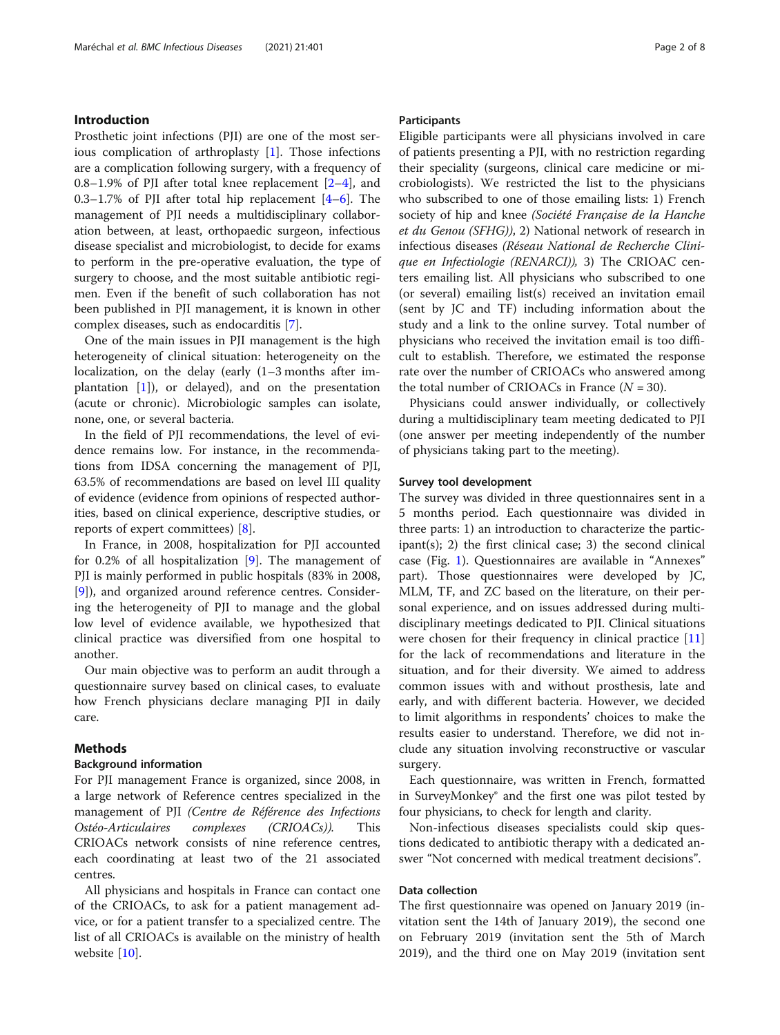## Introduction

Prosthetic joint infections (PJI) are one of the most serious complication of arthroplasty [1]. Those infections are a complication following surgery, with a frequency of 0.8–1.9% of PJI after total knee replacement [2–4], and 0.3–1.7% of PJI after total hip replacement [4–6]. The management of PJI needs a multidisciplinary collaboration between, at least, orthopaedic surgeon, infectious disease specialist and microbiologist, to decide for exams to perform in the pre-operative evaluation, the type of surgery to choose, and the most suitable antibiotic regimen. Even if the benefit of such collaboration has not been published in PJI management, it is known in other complex diseases, such as endocarditis [7].

One of the main issues in PJI management is the high heterogeneity of clinical situation: heterogeneity on the localization, on the delay (early (1–3 months after implantation [1]), or delayed), and on the presentation (acute or chronic). Microbiologic samples can isolate, none, one, or several bacteria.

In the field of PJI recommendations, the level of evidence remains low. For instance, in the recommendations from IDSA concerning the management of PJI, 63.5% of recommendations are based on level III quality of evidence (evidence from opinions of respected authorities, based on clinical experience, descriptive studies, or reports of expert committees) [8].

In France, in 2008, hospitalization for PJI accounted for 0.2% of all hospitalization [9]. The management of PJI is mainly performed in public hospitals (83% in 2008, [9]), and organized around reference centres. Considering the heterogeneity of PJI to manage and the global low level of evidence available, we hypothesized that clinical practice was diversified from one hospital to another.

Our main objective was to perform an audit through a questionnaire survey based on clinical cases, to evaluate how French physicians declare managing PJI in daily care.

## Methods

### Background information

For PJI management France is organized, since 2008, in a large network of Reference centres specialized in the management of PJI *(Centre de Référence des Infections Ostéo-Articulaires complexes (CRIOACs))*. This CRIOACs network consists of nine reference centres, each coordinating at least two of the 21 associated centres.

All physicians and hospitals in France can contact one of the CRIOACs, to ask for a patient management advice, or for a patient transfer to a specialized centre. The list of all CRIOACs is available on the ministry of health website [10].

### Participants

Eligible participants were all physicians involved in care of patients presenting a PJI, with no restriction regarding their speciality (surgeons, clinical care medicine or microbiologists). We restricted the list to the physicians who subscribed to one of those emailing lists: 1) French society of hip and knee *(Société Française de la Hanche et du Genou (SFHG))*, 2) National network of research in infectious diseases *(Réseau National de Recherche Clinique en Infectiologie (RENARCI))*, 3) The CRIOAC centers emailing list. All physicians who subscribed to one (or several) emailing list(s) received an invitation email (sent by JC and TF) including information about the study and a link to the online survey. Total number of physicians who received the invitation email is too difficult to establish. Therefore, we estimated the response rate over the number of CRIOACs who answered among the total number of CRIOACs in France ($N = 30$).

Physicians could answer individually, or collectively during a multidisciplinary team meeting dedicated to PJI (one answer per meeting independently of the number of physicians taking part to the meeting).

### Survey tool development

The survey was divided in three questionnaires sent in a 5 months period. Each questionnaire was divided in three parts: 1) an introduction to characterize the participant(s); 2) the first clinical case; 3) the second clinical case (Fig. 1). Questionnaires are available in "Annexes" part). Those questionnaires were developed by JC, MLM, TF, and ZC based on the literature, on their personal experience, and on issues addressed during multidisciplinary meetings dedicated to PJI. Clinical situations were chosen for their frequency in clinical practice [11] for the lack of recommendations and literature in the situation, and for their diversity. We aimed to address common issues with and without prosthesis, late and early, and with different bacteria. However, we decided to limit algorithms in respondents' choices to make the results easier to understand. Therefore, we did not include any situation involving reconstructive or vascular surgery.

Each questionnaire, was written in French, formatted in SurveyMonkey® and the first one was pilot tested by four physicians, to check for length and clarity.

Non-infectious diseases specialists could skip questions dedicated to antibiotic therapy with a dedicated answer "Not concerned with medical treatment decisions".

### Data collection

The first questionnaire was opened on January 2019 (invitation sent the 14th of January 2019), the second one on February 2019 (invitation sent the 5th of March 2019), and the third one on May 2019 (invitation sent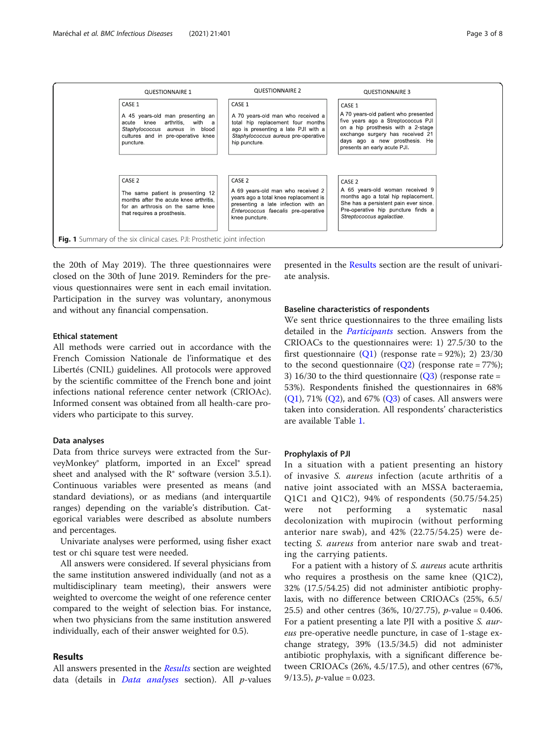| QUESTIONNAIRE 1 | QUESTIONNAIRE 2 | QUESTIONNAIRE 3 |
| --- | --- | --- |
| CASE 1<br><br>A 45 years-old man presenting an acute knee arthritis, with a *Staphylococcus aureus* in blood cultures and in pre-operative knee puncture. | CASE 1<br><br>A 70 years-old man who received a total hip replacement four months ago is presenting a late PJI with a *Staphylococcus aureus* pre-operative hip puncture. | CASE 1<br><br>A 70 years-old patient who presented five years ago a Streptococcus PJI on a hip prosthesis with a 2-stage exchange surgery has received 21 days ago a new prosthesis. He presents an early acute PJI. |
| CASE 2<br><br>The same patient is presenting 12 months after the acute knee arthritis, for an arthrosis on the same knee that requires a prosthesis. | CASE 2<br><br>A 69 years-old man who received 2 years ago a total knee replacement is presenting a late infection with an *Enterococcus faecalis* pre-operative knee puncture. | CASE 2<br><br>A 65 years-old woman received 9 months ago a total hip replacement. She has a persistent pain ever since. Pre-operative hip puncture finds a *Streptococcus agalactiae*. |

**Fig. 1** Summary of the six clinical cases. PJI: Prosthetic joint infection

the 20th of May 2019). The three questionnaires were closed on the 30th of June 2019. Reminders for the previous questionnaires were sent in each email invitation. Participation in the survey was voluntary, anonymous and without any financial compensation.

### Ethical statement

All methods were carried out in accordance with the French Comission Nationale de l'informatique et des Libertés (CNIL) guidelines. All protocols were approved by the scientific committee of the French bone and joint infections national reference center network (CRIOAc). Informed consent was obtained from all health-care providers who participate to this survey.

### Data analyses

Data from thrice surveys were extracted from the SurveyMonkey® platform, imported in an Excel® spread sheet and analysed with the R® software (version 3.5.1). Continuous variables were presented as means (and standard deviations), or as medians (and interquartile ranges) depending on the variable's distribution. Categorical variables were described as absolute numbers and percentages.

Univariate analyses were performed, using fisher exact test or chi square test were needed.

All answers were considered. If several physicians from the same institution answered individually (and not as a multidisciplinary team meeting), their answers were weighted to overcome the weight of one reference center compared to the weight of selection bias. For instance, when two physicians from the same institution answered individually, each of their answer weighted for 0.5).

## Results

All answers presented in the *Results* section are weighted data (details in *Data analyses* section). All *p*-values presented in the Results section are the result of univariate analysis.

### Baseline characteristics of respondents

We sent thrice questionnaires to the three emailing lists detailed in the *Participants* section. Answers from the CRIOACs to the questionnaires were: 1) 27.5/30 to the first questionnaire (Q1) (response rate = 92%); 2) 23/30 to the second questionnaire (Q2) (response rate = 77%); 3) 16/30 to the third questionnaire (Q3) (response rate = 53%). Respondents finished the questionnaires in 68% (Q1), 71% (Q2), and 67% (Q3) of cases. All answers were taken into consideration. All respondents' characteristics are available Table 1.

### Prophylaxis of PJI

In a situation with a patient presenting an history of invasive *S. aureus* infection (acute arthritis of a native joint associated with an MSSA bacteraemia, Q1C1 and Q1C2), 94% of respondents (50.75/54.25) were not performing a systematic nasal decolonization with mupirocin (without performing anterior nare swab), and 42% (22.75/54.25) were detecting *S. aureus* from anterior nare swab and treating the carrying patients.

For a patient with a history of *S. aureus* acute arthritis who requires a prosthesis on the same knee (Q1C2), 32% (17.5/54.25) did not administer antibiotic prophylaxis, with no difference between CRIOACs (25%, 6.5/25.5) and other centres (36%, 10/27.75), *p*-value = 0.406. For a patient presenting a late PJI with a positive *S. aureus* pre-operative needle puncture, in case of 1-stage exchange strategy, 39% (13.5/34.5) did not administer antibiotic prophylaxis, with a significant difference between CRIOACs (26%, 4.5/17.5), and other centres (67%, 9/13.5), *p*-value = 0.023.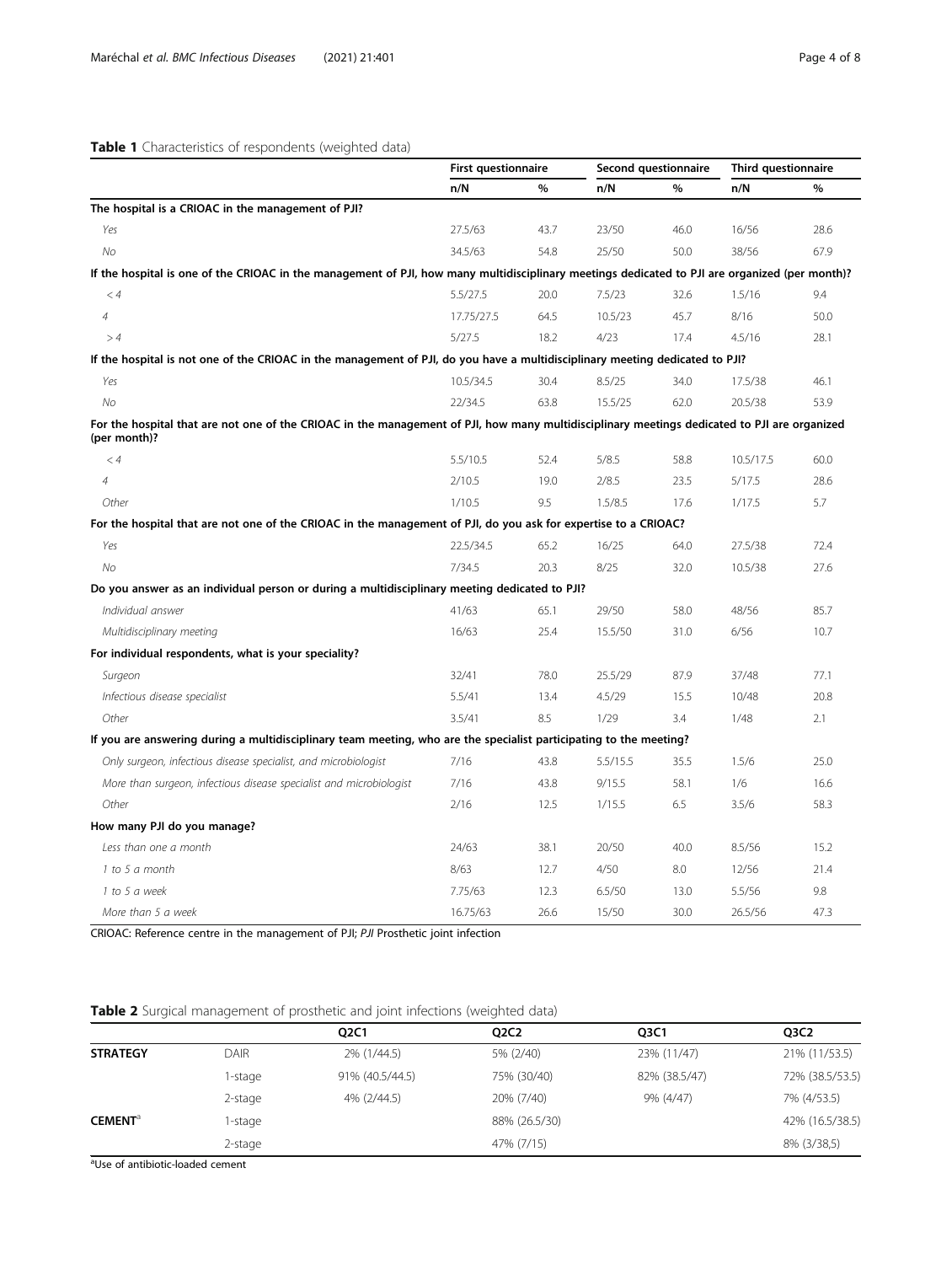**Table 1** Characteristics of respondents (weighted data)

| | First questionnaire | | Second questionnaire | | Third questionnaire | |
|---|---|---|---|---|---|---|
| | n/N | % | n/N | % | n/N | % |
| **The hospital is a CRIOAC in the management of PJI?** | | | | | | |
| *Yes* | 27.5/63 | 43.7 | 23/50 | 46.0 | 16/56 | 28.6 |
| *No* | 34.5/63 | 54.8 | 25/50 | 50.0 | 38/56 | 67.9 |
| **If the hospital is one of the CRIOAC in the management of PJI, how many multidisciplinary meetings dedicated to PJI are organized (per month)?** | | | | | | |
| *< 4* | 5.5/27.5 | 20.0 | 7.5/23 | 32.6 | 1.5/16 | 9.4 |
| *4* | 17.75/27.5 | 64.5 | 10.5/23 | 45.7 | 8/16 | 50.0 |
| *> 4* | 5/27.5 | 18.2 | 4/23 | 17.4 | 4.5/16 | 28.1 |
| **If the hospital is not one of the CRIOAC in the management of PJI, do you have a multidisciplinary meeting dedicated to PJI?** | | | | | | |
| *Yes* | 10.5/34.5 | 30.4 | 8.5/25 | 34.0 | 17.5/38 | 46.1 |
| *No* | 22/34.5 | 63.8 | 15.5/25 | 62.0 | 20.5/38 | 53.9 |
| **For the hospital that are not one of the CRIOAC in the management of PJI, how many multidisciplinary meetings dedicated to PJI are organized (per month)?** | | | | | | |
| *< 4* | 5.5/10.5 | 52.4 | 5/8.5 | 58.8 | 10.5/17.5 | 60.0 |
| *4* | 2/10.5 | 19.0 | 2/8.5 | 23.5 | 5/17.5 | 28.6 |
| *Other* | 1/10.5 | 9.5 | 1.5/8.5 | 17.6 | 1/17.5 | 5.7 |
| **For the hospital that are not one of the CRIOAC in the management of PJI, do you ask for expertise to a CRIOAC?** | | | | | | |
| *Yes* | 22.5/34.5 | 65.2 | 16/25 | 64.0 | 27.5/38 | 72.4 |
| *No* | 7/34.5 | 20.3 | 8/25 | 32.0 | 10.5/38 | 27.6 |
| **Do you answer as an individual person or during a multidisciplinary meeting dedicated to PJI?** | | | | | | |
| *Individual answer* | 41/63 | 65.1 | 29/50 | 58.0 | 48/56 | 85.7 |
| *Multidisciplinary meeting* | 16/63 | 25.4 | 15.5/50 | 31.0 | 6/56 | 10.7 |
| **For individual respondents, what is your speciality?** | | | | | | |
| *Surgeon* | 32/41 | 78.0 | 25.5/29 | 87.9 | 37/48 | 77.1 |
| *Infectious disease specialist* | 5.5/41 | 13.4 | 4.5/29 | 15.5 | 10/48 | 20.8 |
| *Other* | 3.5/41 | 8.5 | 1/29 | 3.4 | 1/48 | 2.1 |
| **If you are answering during a multidisciplinary team meeting, who are the specialist participating to the meeting?** | | | | | | |
| *Only surgeon, infectious disease specialist, and microbiologist* | 7/16 | 43.8 | 5.5/15.5 | 35.5 | 1.5/6 | 25.0 |
| *More than surgeon, infectious disease specialist and microbiologist* | 7/16 | 43.8 | 9/15.5 | 58.1 | 1/6 | 16.6 |
| *Other* | 2/16 | 12.5 | 1/15.5 | 6.5 | 3.5/6 | 58.3 |
| **How many PJI do you manage?** | | | | | | |
| *Less than one a month* | 24/63 | 38.1 | 20/50 | 40.0 | 8.5/56 | 15.2 |
| *1 to 5 a month* | 8/63 | 12.7 | 4/50 | 8.0 | 12/56 | 21.4 |
| *1 to 5 a week* | 7.75/63 | 12.3 | 6.5/50 | 13.0 | 5.5/56 | 9.8 |
| *More than 5 a week* | 16.75/63 | 26.6 | 15/50 | 30.0 | 26.5/56 | 47.3 |

CRIOAC: Reference centre in the management of PJI; *PJI* Prosthetic joint infection

**Table 2** Surgical management of prosthetic and joint infections (weighted data)

| | | Q2C1 | Q2C2 | Q3C1 | Q3C2 |
|---|---|---|---|---|---|
| **STRATEGY** | DAIR | 2% (1/44.5) | 5% (2/40) | 23% (11/47) | 21% (11/53.5) |
| | 1-stage | 91% (40.5/44.5) | 75% (30/40) | 82% (38.5/47) | 72% (38.5/53.5) |
| | 2-stage | 4% (2/44.5) | 20% (7/40) | 9% (4/47) | 7% (4/53.5) |
| **CEMENT**[a] | 1-stage | | 88% (26.5/30) | | 42% (16.5/38.5) |
| | 2-stage | | 47% (7/15) | | 8% (3/38,5) |

[a]Use of antibiotic-loaded cement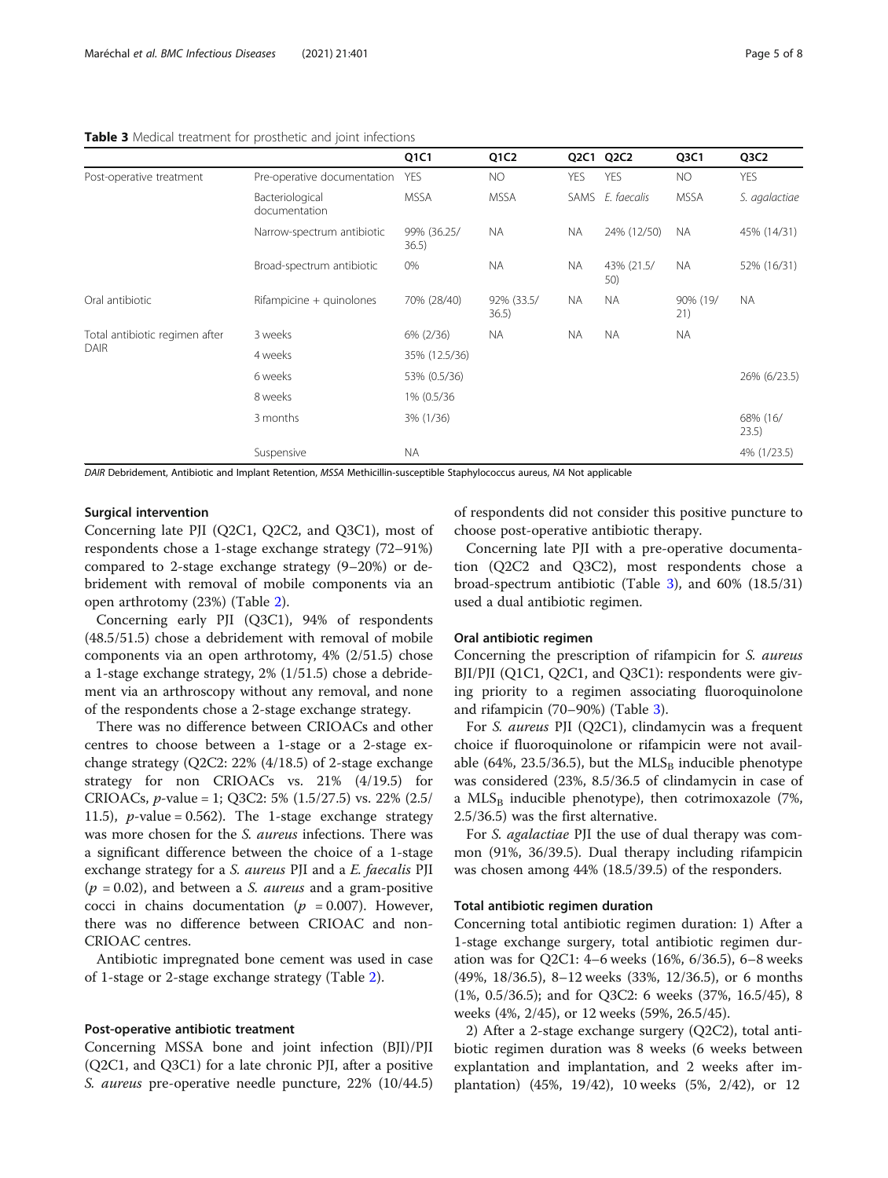**Table 3** Medical treatment for prosthetic and joint infections

| | | Q1C1 | Q1C2 | Q2C1 | Q2C2 | Q3C1 | Q3C2 |
|---|---|---|---|---|---|---|---|
| Post-operative treatment | Pre-operative documentation | YES | NO | YES | YES | NO | YES |
| | Bacteriological documentation | MSSA | MSSA | SAMS | *E. faecalis* | MSSA | *S. agalactiae* |
| | Narrow-spectrum antibiotic | 99% (36.25/36.5) | NA | NA | 24% (12/50) | NA | 45% (14/31) |
| | Broad-spectrum antibiotic | 0% | NA | NA | 43% (21.5/50) | NA | 52% (16/31) |
| Oral antibiotic | Rifampicine + quinolones | 70% (28/40) | 92% (33.5/36.5) | NA | NA | 90% (19/21) | NA |
| Total antibiotic regimen after DAIR | 3 weeks | 6% (2/36) | NA | NA | NA | NA | |
| | 4 weeks | 35% (12.5/36) | | | | | |
| | 6 weeks | 53% (0.5/36) | | | | | 26% (6/23.5) |
| | 8 weeks | 1% (0.5/36 | | | | | |
| | 3 months | 3% (1/36) | | | | | 68% (16/23.5) |
| | Suspensive | NA | | | | | 4% (1/23.5) |

*DAIR* Debridement, Antibiotic and Implant Retention, *MSSA* Methicillin-susceptible Staphylococcus aureus, *NA* Not applicable

### Surgical intervention

Concerning late PJI (Q2C1, Q2C2, and Q3C1), most of respondents chose a 1-stage exchange strategy (72–91%) compared to 2-stage exchange strategy (9–20%) or debridement with removal of mobile components via an open arthrotomy (23%) (Table 2).

Concerning early PJI (Q3C1), 94% of respondents (48.5/51.5) chose a debridement with removal of mobile components via an open arthrotomy, 4% (2/51.5) chose a 1-stage exchange strategy, 2% (1/51.5) chose a debridement via an arthroscopy without any removal, and none of the respondents chose a 2-stage exchange strategy.

There was no difference between CRIOACs and other centres to choose between a 1-stage or a 2-stage exchange strategy (Q2C2: 22% (4/18.5) of 2-stage exchange strategy for non CRIOACs vs. 21% (4/19.5) for CRIOACs, $p$-value = 1; Q3C2: 5% (1.5/27.5) vs. 22% (2.5/11.5), $p$-value = 0.562). The 1-stage exchange strategy was more chosen for the *S. aureus* infections. There was a significant difference between the choice of a 1-stage exchange strategy for a *S. aureus* PJI and a *E. faecalis* PJI ($p$ = 0.02), and between a *S. aureus* and a gram-positive cocci in chains documentation ($p$ = 0.007). However, there was no difference between CRIOAC and non-CRIOAC centres.

Antibiotic impregnated bone cement was used in case of 1-stage or 2-stage exchange strategy (Table 2).

### Post-operative antibiotic treatment

Concerning MSSA bone and joint infection (BJI)/PJI (Q2C1, and Q3C1) for a late chronic PJI, after a positive *S. aureus* pre-operative needle puncture, 22% (10/44.5) of respondents did not consider this positive puncture to choose post-operative antibiotic therapy.

Concerning late PJI with a pre-operative documentation (Q2C2 and Q3C2), most respondents chose a broad-spectrum antibiotic (Table 3), and 60% (18.5/31) used a dual antibiotic regimen.

### Oral antibiotic regimen

Concerning the prescription of rifampicin for *S. aureus* BJI/PJI (Q1C1, Q2C1, and Q3C1): respondents were giving priority to a regimen associating fluoroquinolone and rifampicin (70–90%) (Table 3).

For *S. aureus* PJI (Q2C1), clindamycin was a frequent choice if fluoroquinolone or rifampicin were not available (64%, 23.5/36.5), but the $MLS_B$ inducible phenotype was considered (23%, 8.5/36.5 of clindamycin in case of a $MLS_B$ inducible phenotype), then cotrimoxazole (7%, 2.5/36.5) was the first alternative.

For *S. agalactiae* PJI the use of dual therapy was common (91%, 36/39.5). Dual therapy including rifampicin was chosen among 44% (18.5/39.5) of the responders.

### Total antibiotic regimen duration

Concerning total antibiotic regimen duration: 1) After a 1-stage exchange surgery, total antibiotic regimen duration was for Q2C1: 4–6 weeks (16%, 6/36.5), 6–8 weeks (49%, 18/36.5), 8–12 weeks (33%, 12/36.5), or 6 months (1%, 0.5/36.5); and for Q3C2: 6 weeks (37%, 16.5/45), 8 weeks (4%, 2/45), or 12 weeks (59%, 26.5/45).

2) After a 2-stage exchange surgery (Q2C2), total antibiotic regimen duration was 8 weeks (6 weeks between explantation and implantation, and 2 weeks after implantation) (45%, 19/42), 10 weeks (5%, 2/42), or 12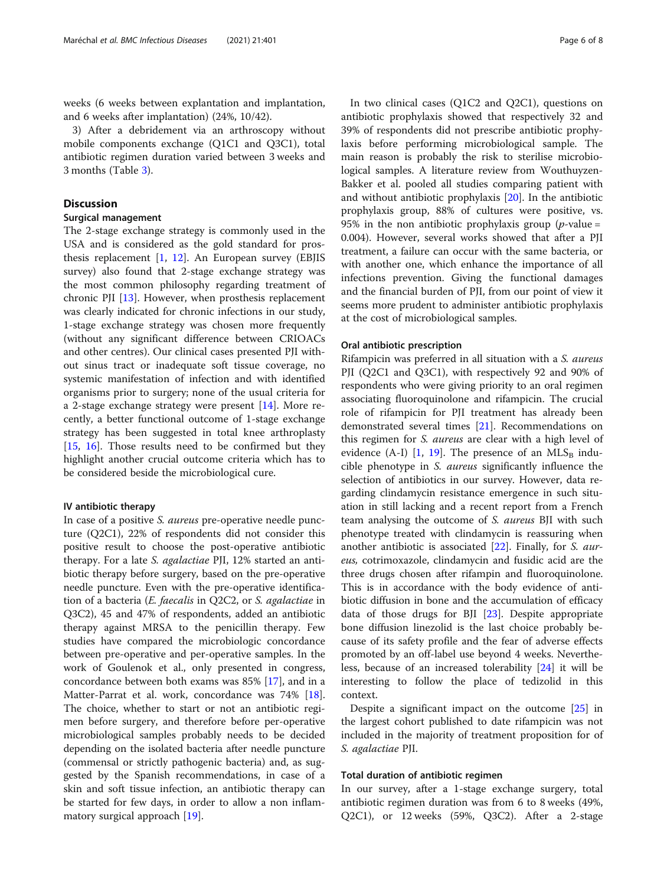weeks (6 weeks between explantation and implantation, and 6 weeks after implantation) (24%, 10/42).

3) After a debridement via an arthroscopy without mobile components exchange (Q1C1 and Q3C1), total antibiotic regimen duration varied between 3 weeks and 3 months (Table 3).

## Discussion

### Surgical management

The 2-stage exchange strategy is commonly used in the USA and is considered as the gold standard for prosthesis replacement [1, 12]. An European survey (EBJIS survey) also found that 2-stage exchange strategy was the most common philosophy regarding treatment of chronic PJI [13]. However, when prosthesis replacement was clearly indicated for chronic infections in our study, 1-stage exchange strategy was chosen more frequently (without any significant difference between CRIOACs and other centres). Our clinical cases presented PJI without sinus tract or inadequate soft tissue coverage, no systemic manifestation of infection and with identified organisms prior to surgery; none of the usual criteria for a 2-stage exchange strategy were present [14]. More recently, a better functional outcome of 1-stage exchange strategy has been suggested in total knee arthroplasty [15, 16]. Those results need to be confirmed but they highlight another crucial outcome criteria which has to be considered beside the microbiological cure.

### IV antibiotic therapy

In case of a positive *S. aureus* pre-operative needle puncture (Q2C1), 22% of respondents did not consider this positive result to choose the post-operative antibiotic therapy. For a late *S. agalactiae* PJI, 12% started an antibiotic therapy before surgery, based on the pre-operative needle puncture. Even with the pre-operative identification of a bacteria (*E. faecalis* in Q2C2, or *S. agalactiae* in Q3C2), 45 and 47% of respondents, added an antibiotic therapy against MRSA to the penicillin therapy. Few studies have compared the microbiologic concordance between pre-operative and per-operative samples. In the work of Goulenok et al., only presented in congress, concordance between both exams was 85% [17], and in a Matter-Parrat et al. work, concordance was 74% [18]. The choice, whether to start or not an antibiotic regimen before surgery, and therefore before per-operative microbiological samples probably needs to be decided depending on the isolated bacteria after needle puncture (commensal or strictly pathogenic bacteria) and, as suggested by the Spanish recommendations, in case of a skin and soft tissue infection, an antibiotic therapy can be started for few days, in order to allow a non inflammatory surgical approach [19].

In two clinical cases (Q1C2 and Q2C1), questions on antibiotic prophylaxis showed that respectively 32 and 39% of respondents did not prescribe antibiotic prophylaxis before performing microbiological sample. The main reason is probably the risk to sterilise microbiological samples. A literature review from Wouthuyzen-Bakker et al. pooled all studies comparing patient with and without antibiotic prophylaxis [20]. In the antibiotic prophylaxis group, 88% of cultures were positive, vs. 95% in the non antibiotic prophylaxis group ($p$-value = 0.004). However, several works showed that after a PJI treatment, a failure can occur with the same bacteria, or with another one, which enhance the importance of all infections prevention. Giving the functional damages and the financial burden of PJI, from our point of view it seems more prudent to administer antibiotic prophylaxis at the cost of microbiological samples.

### Oral antibiotic prescription

Rifampicin was preferred in all situation with a *S. aureus* PJI (Q2C1 and Q3C1), with respectively 92 and 90% of respondents who were giving priority to an oral regimen associating fluoroquinolone and rifampicin. The crucial role of rifampicin for PJI treatment has already been demonstrated several times [21]. Recommendations on this regimen for *S. aureus* are clear with a high level of evidence (A-I) [1, 19]. The presence of an $MLS_B$ inducible phenotype in *S. aureus* significantly influence the selection of antibiotics in our survey. However, data regarding clindamycin resistance emergence in such situation in still lacking and a recent report from a French team analysing the outcome of *S. aureus* BJI with such phenotype treated with clindamycin is reassuring when another antibiotic is associated [22]. Finally, for *S. aureus*, cotrimoxazole, clindamycin and fusidic acid are the three drugs chosen after rifampin and fluoroquinolone. This is in accordance with the body evidence of antibiotic diffusion in bone and the accumulation of efficacy data of those drugs for BJI [23]. Despite appropriate bone diffusion linezolid is the last choice probably because of its safety profile and the fear of adverse effects promoted by an off-label use beyond 4 weeks. Nevertheless, because of an increased tolerability [24] it will be interesting to follow the place of tedizolid in this context.

Despite a significant impact on the outcome [25] in the largest cohort published to date rifampicin was not included in the majority of treatment proposition for of *S. agalactiae* PJI.

### Total duration of antibiotic regimen

In our survey, after a 1-stage exchange surgery, total antibiotic regimen duration was from 6 to 8 weeks (49%, Q2C1), or 12 weeks (59%, Q3C2). After a 2-stage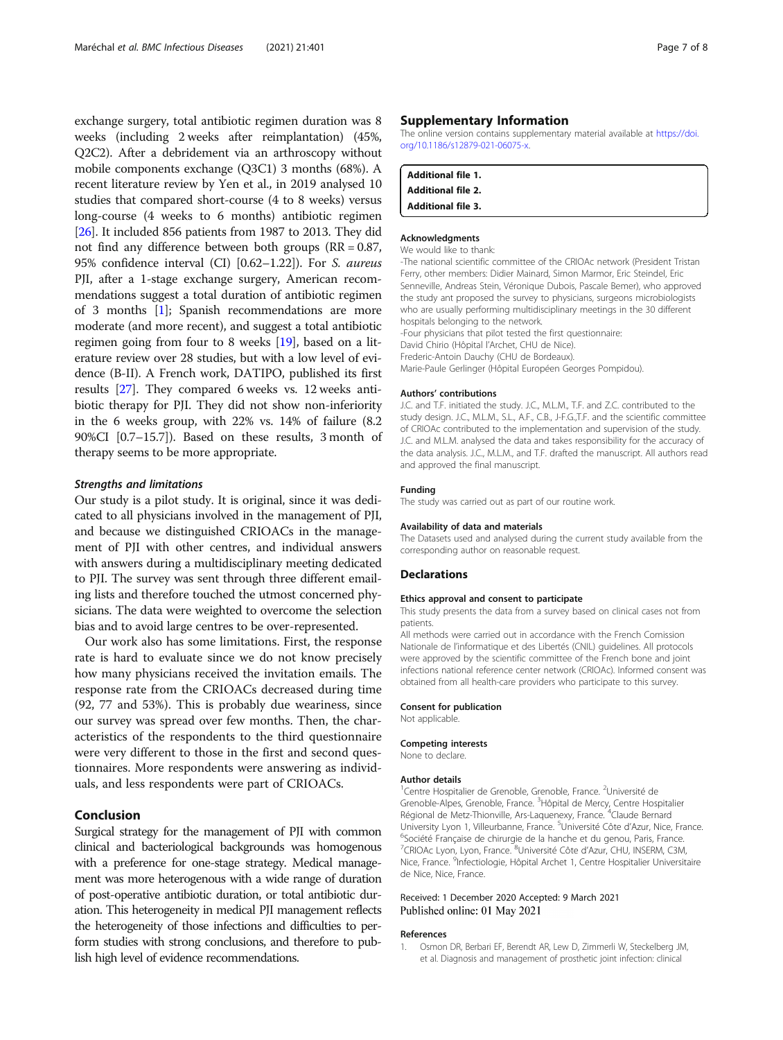exchange surgery, total antibiotic regimen duration was 8 weeks (including 2 weeks after reimplantation) (45%, Q2C2). After a debridement via an arthroscopy without mobile components exchange (Q3C1) 3 months (68%). A recent literature review by Yen et al., in 2019 analysed 10 studies that compared short-course (4 to 8 weeks) versus long-course (4 weeks to 6 months) antibiotic regimen [26]. It included 856 patients from 1987 to 2013. They did not find any difference between both groups (RR = 0.87, 95% confidence interval (CI) [0.62–1.22]). For *S. aureus* PJI, after a 1-stage exchange surgery, American recommendations suggest a total duration of antibiotic regimen of 3 months [1]; Spanish recommendations are more moderate (and more recent), and suggest a total antibiotic regimen going from four to 8 weeks [19], based on a literature review over 28 studies, but with a low level of evidence (B-II). A French work, DATIPO, published its first results [27]. They compared 6 weeks vs. 12 weeks antibiotic therapy for PJI. They did not show non-inferiority in the 6 weeks group, with 22% vs. 14% of failure (8.2 90%CI [0.7–15.7]). Based on these results, 3 month of therapy seems to be more appropriate.

### *Strengths and limitations*

Our study is a pilot study. It is original, since it was dedicated to all physicians involved in the management of PJI, and because we distinguished CRIOACs in the management of PJI with other centres, and individual answers with answers during a multidisciplinary meeting dedicated to PJI. The survey was sent through three different emailing lists and therefore touched the utmost concerned physicians. The data were weighted to overcome the selection bias and to avoid large centres to be over-represented.

Our work also has some limitations. First, the response rate is hard to evaluate since we do not know precisely how many physicians received the invitation emails. The response rate from the CRIOACs decreased during time (92, 77 and 53%). This is probably due weariness, since our survey was spread over few months. Then, the characteristics of the respondents to the third questionnaire were very different to those in the first and second questionnaires. More respondents were answering as individuals, and less respondents were part of CRIOACs.

## Conclusion

Surgical strategy for the management of PJI with common clinical and bacteriological backgrounds was homogenous with a preference for one-stage strategy. Medical management was more heterogenous with a wide range of duration of post-operative antibiotic duration, or total antibiotic duration. This heterogeneity in medical PJI management reflects the heterogeneity of those infections and difficulties to perform studies with strong conclusions, and therefore to publish high level of evidence recommendations.

## Supplementary Information

The online version contains supplementary material available at https://doi.org/10.1186/s12879-021-06075-x.

**Additional file 1.**
**Additional file 2.**
**Additional file 3.**

### Acknowledgments

We would like to thank:

-The national scientific committee of the CRIOAc network (President Tristan Ferry, other members: Didier Mainard, Simon Marmor, Eric Steindel, Eric Senneville, Andreas Stein, Véronique Dubois, Pascale Bemer), who approved the study ant proposed the survey to physicians, surgeons microbiologists who are usually performing multidisciplinary meetings in the 30 different hospitals belonging to the network.

-Four physicians that pilot tested the first questionnaire:
David Chirio (Hôpital l'Archet, CHU de Nice).
Frederic-Antoin Dauchy (CHU de Bordeaux).
Marie-Paule Gerlinger (Hôpital Européen Georges Pompidou).

### Authors' contributions

J.C. and T.F. initiated the study. J.C., M.L.M., T.F. and Z.C. contributed to the study design. J.C., M.L.M., S.L., A.F., C.B., J-F.G.,T.F. and the scientific committee of CRIOAc contributed to the implementation and supervision of the study. J.C. and M.L.M. analysed the data and takes responsibility for the accuracy of the data analysis. J.C., M.L.M., and T.F. drafted the manuscript. All authors read and approved the final manuscript.

### Funding

The study was carried out as part of our routine work.

### Availability of data and materials

The Datasets used and analysed during the current study available from the corresponding author on reasonable request.

## Declarations

### Ethics approval and consent to participate

This study presents the data from a survey based on clinical cases not from patients.

All methods were carried out in accordance with the French Comission Nationale de l'informatique et des Libertés (CNIL) guidelines. All protocols were approved by the scientific committee of the French bone and joint infections national reference center network (CRIOAc). Informed consent was obtained from all health-care providers who participate to this survey.

### Consent for publication

Not applicable.

### Competing interests

None to declare.

### Author details

[1]Centre Hospitalier de Grenoble, Grenoble, France. [2]Université de Grenoble-Alpes, Grenoble, France. [3]Hôpital de Mercy, Centre Hospitalier Régional de Metz-Thionville, Ars-Laquenexy, France. [4]Claude Bernard University Lyon 1, Villeurbanne, France. [5]Université Côte d'Azur, Nice, France. [6]Société Française de chirurgie de la hanche et du genou, Paris, France. [7]CRIOAc Lyon, Lyon, France. [8]Université Côte d'Azur, CHU, INSERM, C3M, Nice, France. [9]Infectiologie, Hôpital Archet 1, Centre Hospitalier Universitaire de Nice, Nice, France.

Received: 1 December 2020 Accepted: 9 March 2021
Published online: 01 May 2021

### References

1. Osmon DR, Berbari EF, Berendt AR, Lew D, Zimmerli W, Steckelberg JM, et al. Diagnosis and management of prosthetic joint infection: clinical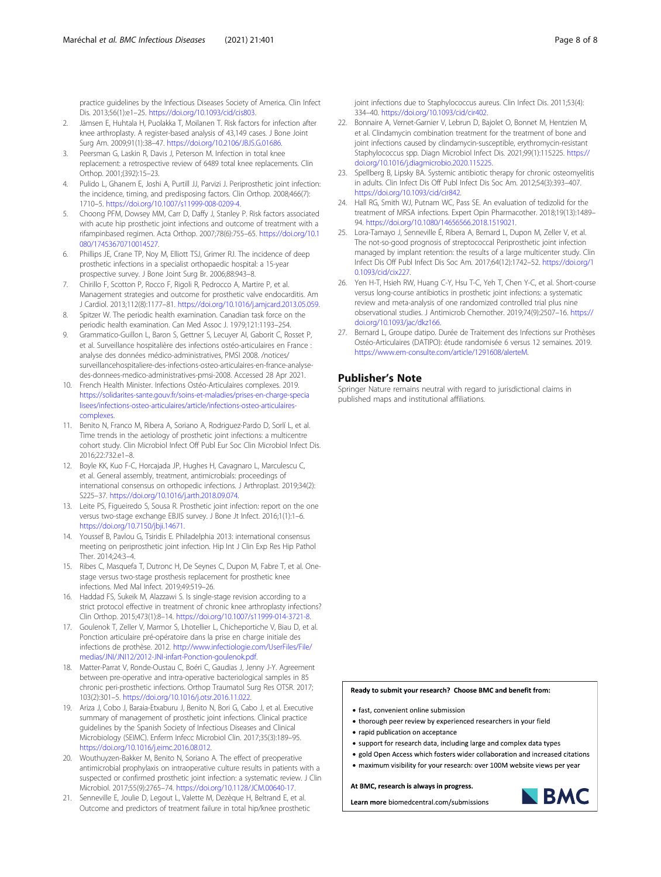practice guidelines by the Infectious Diseases Society of America. Clin Infect Dis. 2013;56(1):e1–25. https://doi.org/10.1093/cid/cis803.

2. Jämsen E, Huhtala H, Puolakka T, Moilanen T. Risk factors for infection after knee arthroplasty. A register-based analysis of 43,149 cases. J Bone Joint Surg Am. 2009;91(1):38–47. https://doi.org/10.2106/JBJS.G.01686.
3. Peersman G, Laskin R, Davis J, Peterson M. Infection in total knee replacement: a retrospective review of 6489 total knee replacements. Clin Orthop. 2001;(392):15–23.
4. Pulido L, Ghanem E, Joshi A, Purtill JJ, Parvizi J. Periprosthetic joint infection: the incidence, timing, and predisposing factors. Clin Orthop. 2008;466(7): 1710–5. https://doi.org/10.1007/s11999-008-0209-4.
5. Choong PFM, Dowsey MM, Carr D, Daffy J, Stanley P. Risk factors associated with acute hip prosthetic joint infections and outcome of treatment with a rifampinbased regimen. Acta Orthop. 2007;78(6):755–65. https://doi.org/10.1080/17453670710014527.
6. Phillips JE, Crane TP, Noy M, Elliott TSJ, Grimer RJ. The incidence of deep prosthetic infections in a specialist orthopaedic hospital: a 15-year prospective survey. J Bone Joint Surg Br. 2006;88:943–8.
7. Chirillo F, Scotton P, Rocco F, Rigoli R, Pedrocco A, Martire P, et al. Management strategies and outcome for prosthetic valve endocarditis. Am J Cardiol. 2013;112(8):1177–81. https://doi.org/10.1016/j.amjcard.2013.05.059.
8. Spitzer W. The periodic health examination. Canadian task force on the periodic health examination. Can Med Assoc J. 1979;121:1193–254.
9. Grammatico-Guillon L, Baron S, Gettner S, Lecuyer AI, Gaborit C, Rosset P, et al. Surveillance hospitalière des infections ostéo-articulaires en France : analyse des données médico-administratives, PMSI 2008. /notices/surveillancehospitaliere-des-infections-osteo-articulaires-en-france-analyse-des-donnees-medico-administratives-pmsi-2008. Accessed 28 Apr 2021.
10. French Health Minister. Infections Ostéo-Articulaires complexes. 2019. https://solidarites-sante.gouv.fr/soins-et-maladies/prises-en-charge-specialisees/infections-osteo-articulaires/article/infections-osteo-articulaires-complexes.
11. Benito N, Franco M, Ribera A, Soriano A, Rodriguez-Pardo D, Sorlí L, et al. Time trends in the aetiology of prosthetic joint infections: a multicentre cohort study. Clin Microbiol Infect Off Publ Eur Soc Clin Microbiol Infect Dis. 2016;22:732.e1–8.
12. Boyle KK, Kuo F-C, Horcajada JP, Hughes H, Cavagnaro L, Marculescu C, et al. General assembly, treatment, antimicrobials: proceedings of international consensus on orthopedic infections. J Arthroplast. 2019;34(2): S225–37. https://doi.org/10.1016/j.arth.2018.09.074.
13. Leite PS, Figueiredo S, Sousa R. Prosthetic joint infection: report on the one versus two-stage exchange EBJIS survey. J Bone Jt Infect. 2016;1(1):1–6. https://doi.org/10.7150/jbji.14671.
14. Youssef B, Pavlou G, Tsiridis E. Philadelphia 2013: international consensus meeting on periprosthetic joint infection. Hip Int J Clin Exp Res Hip Pathol Ther. 2014;24:3–4.
15. Ribes C, Masquefa T, Dutronc H, De Seynes C, Dupon M, Fabre T, et al. One-stage versus two-stage prosthesis replacement for prosthetic knee infections. Med Mal Infect. 2019;49:519–26.
16. Haddad FS, Sukeik M, Alazzawi S. Is single-stage revision according to a strict protocol effective in treatment of chronic knee arthroplasty infections? Clin Orthop. 2015;473(1):8–14. https://doi.org/10.1007/s11999-014-3721-8.
17. Goulenok T, Zeller V, Marmor S, Lhotellier L, Chicheportiche V, Biau D, et al. Ponction articulaire pré-opératoire dans la prise en charge initiale des infections de prothèse. 2012. http://www.infectiologie.com/UserFiles/File/medias/JNI/JNI12/2012-JNI-infart-Ponction-goulenok.pdf.
18. Matter-Parrat V, Ronde-Oustau C, Boéri C, Gaudias J, Jenny J-Y. Agreement between pre-operative and intra-operative bacteriological samples in 85 chronic peri-prosthetic infections. Orthop Traumatol Surg Res OTSR. 2017; 103(2):301–5. https://doi.org/10.1016/j.otsr.2016.11.022.
19. Ariza J, Cobo J, Baraia-Etxaburu J, Benito N, Bori G, Cabo J, et al. Executive summary of management of prosthetic joint infections. Clinical practice guidelines by the Spanish Society of Infectious Diseases and Clinical Microbiology (SEIMC). Enferm Infecc Microbiol Clin. 2017;35(3):189–95. https://doi.org/10.1016/j.eimc.2016.08.012.
20. Wouthuyzen-Bakker M, Benito N, Soriano A. The effect of preoperative antimicrobial prophylaxis on intraoperative culture results in patients with a suspected or confirmed prosthetic joint infection: a systematic review. J Clin Microbiol. 2017;55(9):2765–74. https://doi.org/10.1128/JCM.00640-17.
21. Senneville E, Joulie D, Legout L, Valette M, Dezèque H, Beltrand E, et al. Outcome and predictors of treatment failure in total hip/knee prosthetic joint infections due to Staphylococcus aureus. Clin Infect Dis. 2011;53(4): 334–40. https://doi.org/10.1093/cid/cir402.
22. Bonnaire A, Vernet-Garnier V, Lebrun D, Bajolet O, Bonnet M, Hentzien M, et al. Clindamycin combination treatment for the treatment of bone and joint infections caused by clindamycin-susceptible, erythromycin-resistant Staphylococcus spp. Diagn Microbiol Infect Dis. 2021;99(1):115225. https://doi.org/10.1016/j.diagmicrobio.2020.115225.
23. Spellberg B, Lipsky BA. Systemic antibiotic therapy for chronic osteomyelitis in adults. Clin Infect Dis Off Publ Infect Dis Soc Am. 2012;54(3):393–407. https://doi.org/10.1093/cid/cir842.
24. Hall RG, Smith WJ, Putnam WC, Pass SE. An evaluation of tedizolid for the treatment of MRSA infections. Expert Opin Pharmacother. 2018;19(13):1489–94. https://doi.org/10.1080/14656566.2018.1519021.
25. Lora-Tamayo J, Senneville É, Ribera A, Bernard L, Dupon M, Zeller V, et al. The not-so-good prognosis of streptococcal Periprosthetic joint infection managed by implant retention: the results of a large multicenter study. Clin Infect Dis Off Publ Infect Dis Soc Am. 2017;64(12):1742–52. https://doi.org/10.1093/cid/cix227.
26. Yen H-T, Hsieh RW, Huang C-Y, Hsu T-C, Yeh T, Chen Y-C, et al. Short-course versus long-course antibiotics in prosthetic joint infections: a systematic review and meta-analysis of one randomized controlled trial plus nine observational studies. J Antimicrob Chemother. 2019;74(9):2507–16. https://doi.org/10.1093/jac/dkz166.
27. Bernard L, Groupe datipo. Durée de Traitement des Infections sur Prothèses Ostéo-Articulaires (DATIPO): étude randomisée 6 versus 12 semaines. 2019. https://www.em-consulte.com/article/1291608/alerteM.

## Publisher's Note

Springer Nature remains neutral with regard to jurisdictional claims in published maps and institutional affiliations.

**Ready to submit your research? Choose BMC and benefit from:**

- fast, convenient online submission
- thorough peer review by experienced researchers in your field
- rapid publication on acceptance
- support for research data, including large and complex data types
- gold Open Access which fosters wider collaboration and increased citations
- maximum visibility for your research: over 100M website views per year

**At BMC, research is always in progress.**

**Learn more** biomedcentral.com/submissions